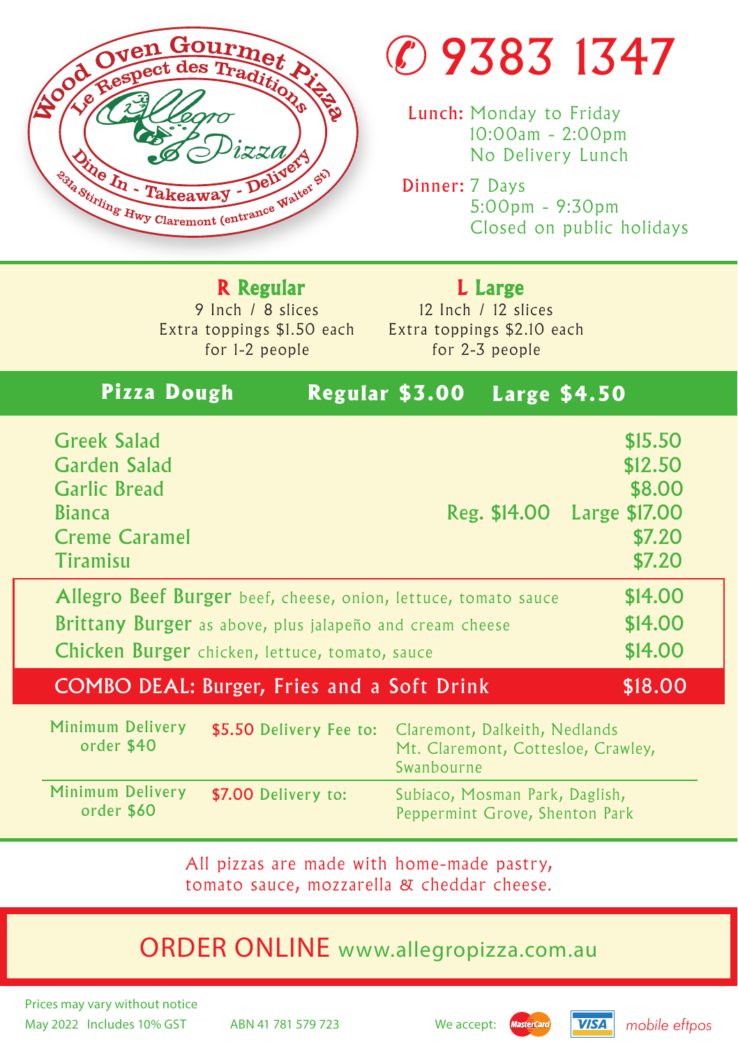# Allegro Pizza

Wood Oven Gourmet Pizza

Le Respect des Traditions

Dine In - Takeaway - Delivery

231a Stirling Hwy Claremont (entrance Walter St)

## ✆ 9383 1347

**Lunch:** Monday to Friday
10:00am - 2:00pm
No Delivery Lunch

**Dinner:** 7 Days
5:00pm - 9:30pm
Closed on public holidays

---

| **R Regular** | **L Large** |
|---|---|
| 9 Inch / 8 slices | 12 Inch / 12 slices |
| Extra toppings $1.50 each | Extra toppings $2.10 each |
| for 1-2 people | for 2-3 people |

**Pizza Dough** — Regular $3.00 — Large $4.50

| Item | Price |
|---|---|
| Greek Salad | $15.50 |
| Garden Salad | $12.50 |
| Garlic Bread | $8.00 |
| Bianca | Reg. $14.00 Large $17.00 |
| Creme Caramel | $7.20 |
| Tiramisu | $7.20 |

| Item | Price |
|---|---|
| **Allegro Beef Burger** beef, cheese, onion, lettuce, tomato sauce | $14.00 |
| **Brittany Burger** as above, plus jalapeño and cream cheese | $14.00 |
| **Chicken Burger** chicken, lettuce, tomato, sauce | $14.00 |
| **COMBO DEAL: Burger, Fries and a Soft Drink** | **$18.00** |

| Minimum Delivery | Delivery Fee | Areas |
|---|---|---|
| Minimum Delivery order $40 | $5.50 Delivery Fee to: | Claremont, Dalkeith, Nedlands Mt. Claremont, Cottesloe, Crawley, Swanbourne |
| Minimum Delivery order $60 | $7.00 Delivery to: | Subiaco, Mosman Park, Daglish, Peppermint Grove, Shenton Park |

All pizzas are made with home-made pastry, tomato sauce, mozzarella & cheddar cheese.

## ORDER ONLINE www.allegropizza.com.au

Prices may vary without notice

May 2022 Includes 10% GST ABN 41 781 579 723

We accept: MasterCard, VISA, mobile eftpos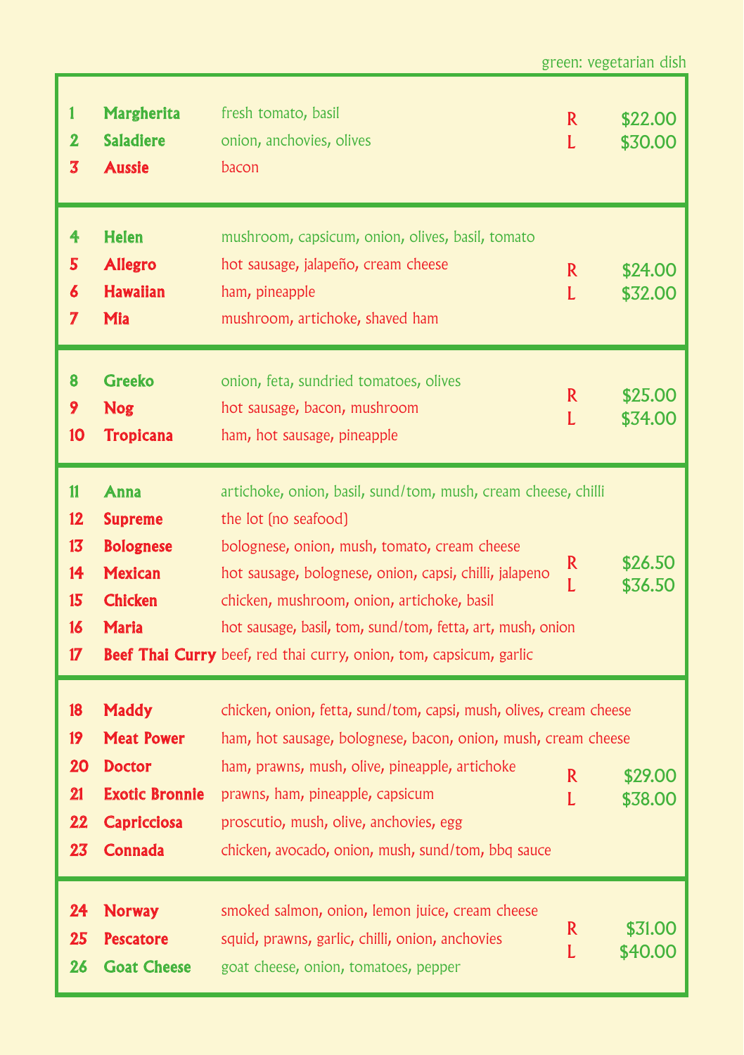green: vegetarian dish

| | | | | |
|---|---|---|---|---|
| 1 | Margherita | fresh tomato, basil | R | $22.00 |
| 2 | Saladiere | onion, anchovies, olives | L | $30.00 |
| 3 | Aussie | bacon | | |
| 4 | Helen | mushroom, capsicum, onion, olives, basil, tomato | | |
| 5 | Allegro | hot sausage, jalapeño, cream cheese | R | $24.00 |
| 6 | Hawaiian | ham, pineapple | L | $32.00 |
| 7 | Mia | mushroom, artichoke, shaved ham | | |
| 8 | Greeko | onion, feta, sundried tomatoes, olives | R | $25.00 |
| 9 | Nog | hot sausage, bacon, mushroom | L | $34.00 |
| 10 | Tropicana | ham, hot sausage, pineapple | | |
| 11 | Anna | artichoke, onion, basil, sund/tom, mush, cream cheese, chilli | | |
| 12 | Supreme | the lot (no seafood) | | |
| 13 | Bolognese | bolognese, onion, mush, tomato, cream cheese | | |
| 14 | Mexican | hot sausage, bolognese, onion, capsi, chilli, jalapeno | R | $26.50 |
| 15 | Chicken | chicken, mushroom, onion, artichoke, basil | L | $36.50 |
| 16 | Maria | hot sausage, basil, tom, sund/tom, fetta, art, mush, onion | | |
| 17 | Beef Thai Curry | beef, red thai curry, onion, tom, capsicum, garlic | | |
| 18 | Maddy | chicken, onion, fetta, sund/tom, capsi, mush, olives, cream cheese | | |
| 19 | Meat Power | ham, hot sausage, bolognese, bacon, onion, mush, cream cheese | | |
| 20 | Doctor | ham, prawns, mush, olive, pineapple, artichoke | R | $29.00 |
| 21 | Exotic Bronnie | prawns, ham, pineapple, capsicum | L | $38.00 |
| 22 | Capricciosa | proscutio, mush, olive, anchovies, egg | | |
| 23 | Connada | chicken, avocado, onion, mush, sund/tom, bbq sauce | | |
| 24 | Norway | smoked salmon, onion, lemon juice, cream cheese | R | $31.00 |
| 25 | Pescatore | squid, prawns, garlic, chilli, onion, anchovies | L | $40.00 |
| 26 | Goat Cheese | goat cheese, onion, tomatoes, pepper | | |